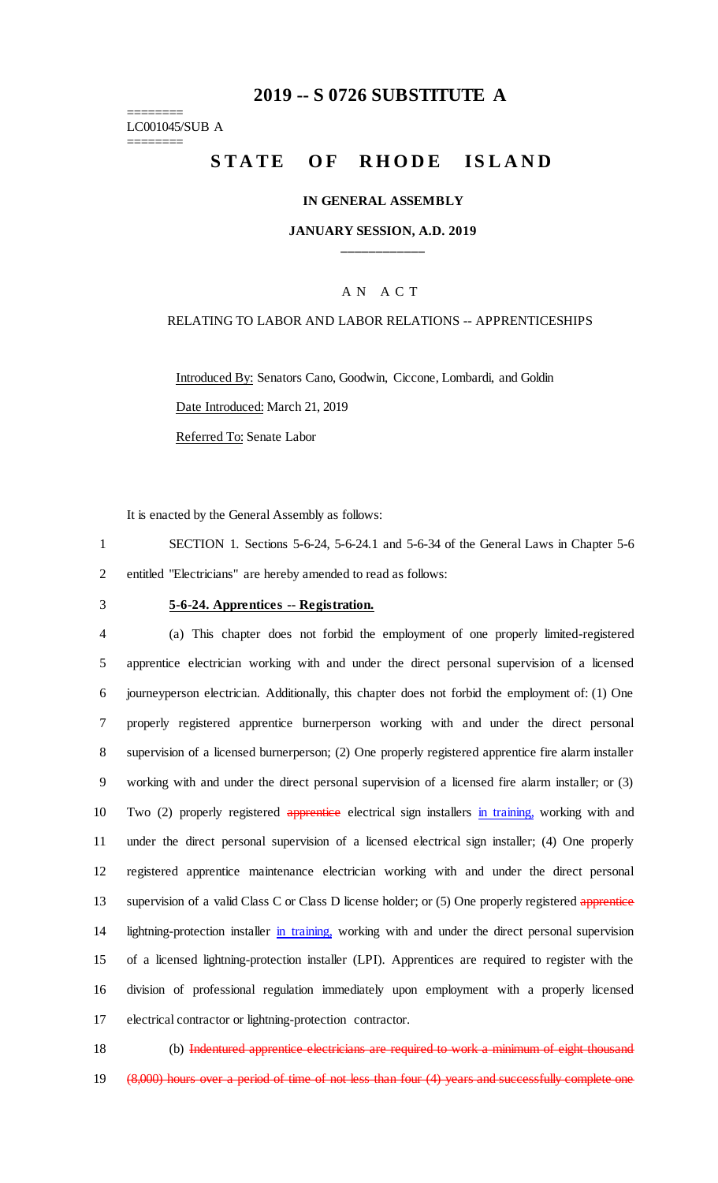# 2019 -- S 0726 SUBSTITUTE A

========
LC001045/SUB A
========

## STATE OF RHODE ISLAND

**IN GENERAL ASSEMBLY**

**JANUARY SESSION, A.D. 2019**

\_\_\_\_\_\_\_\_\_\_\_\_

A N A C T

RELATING TO LABOR AND LABOR RELATIONS -- APPRENTICESHIPS

Introduced By: Senators Cano, Goodwin, Ciccone, Lombardi, and Goldin

Date Introduced: March 21, 2019

Referred To: Senate Labor

It is enacted by the General Assembly as follows:

1 SECTION 1. Sections 5-6-24, 5-6-24.1 and 5-6-34 of the General Laws in Chapter 5-6
2 entitled "Electricians" are hereby amended to read as follows:

3 **5-6-24. Apprentices -- Registration.**

4 (a) This chapter does not forbid the employment of one properly limited-registered
5 apprentice electrician working with and under the direct personal supervision of a licensed
6 journeyperson electrician. Additionally, this chapter does not forbid the employment of: (1) One
7 properly registered apprentice burnerperson working with and under the direct personal
8 supervision of a licensed burnerperson; (2) One properly registered apprentice fire alarm installer
9 working with and under the direct personal supervision of a licensed fire alarm installer; or (3)
10 Two (2) properly registered ~~apprentice~~ electrical sign installers in training, working with and
11 under the direct personal supervision of a licensed electrical sign installer; (4) One properly
12 registered apprentice maintenance electrician working with and under the direct personal
13 supervision of a valid Class C or Class D license holder; or (5) One properly registered ~~apprentice~~
14 lightning-protection installer in training, working with and under the direct personal supervision
15 of a licensed lightning-protection installer (LPI). Apprentices are required to register with the
16 division of professional regulation immediately upon employment with a properly licensed
17 electrical contractor or lightning-protection contractor.

18 (b) ~~Indentured apprentice electricians are required to work a minimum of eight thousand~~
19 ~~(8,000) hours over a period of time of not less than four (4) years and successfully complete one~~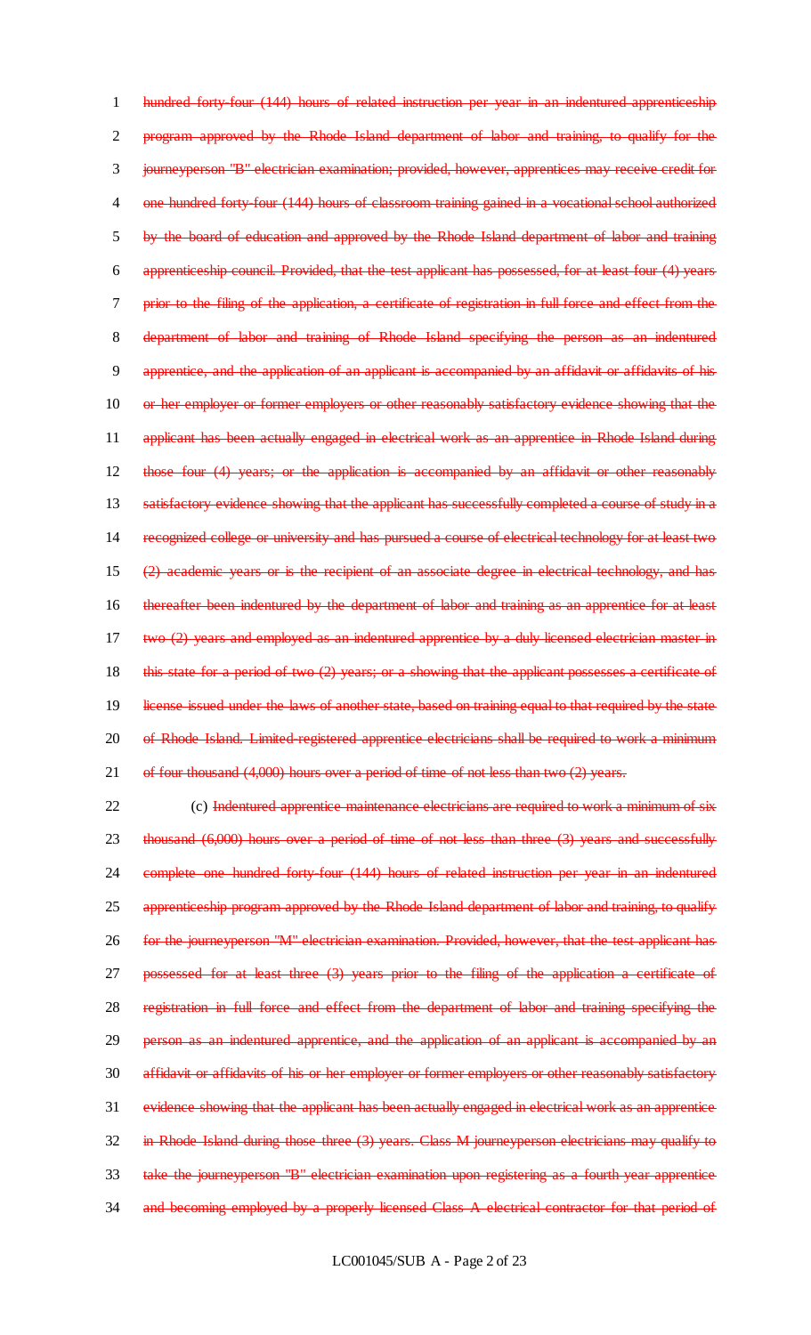~~hundred forty-four (144) hours of related instruction per year in an indentured apprenticeship program approved by the Rhode Island department of labor and training, to qualify for the journeyperson "B" electrician examination; provided, however, apprentices may receive credit for one hundred forty-four (144) hours of classroom training gained in a vocational school authorized by the board of education and approved by the Rhode Island department of labor and training apprenticeship council. Provided, that the test applicant has possessed, for at least four (4) years prior to the filing of the application, a certificate of registration in full force and effect from the department of labor and training of Rhode Island specifying the person as an indentured apprentice, and the application of an applicant is accompanied by an affidavit or affidavits of his or her employer or former employers or other reasonably satisfactory evidence showing that the applicant has been actually engaged in electrical work as an apprentice in Rhode Island during those four (4) years; or the application is accompanied by an affidavit or other reasonably satisfactory evidence showing that the applicant has successfully completed a course of study in a recognized college or university and has pursued a course of electrical technology for at least two (2) academic years or is the recipient of an associate degree in electrical technology, and has thereafter been indentured by the department of labor and training as an apprentice for at least two (2) years and employed as an indentured apprentice by a duly licensed electrician master in this state for a period of two (2) years; or a showing that the applicant possesses a certificate of license issued under the laws of another state, based on training equal to that required by the state of Rhode Island. Limited-registered apprentice electricians shall be required to work a minimum of four thousand (4,000) hours over a period of time of not less than two (2) years.~~

(c) ~~Indentured apprentice maintenance electricians are required to work a minimum of six thousand (6,000) hours over a period of time of not less than three (3) years and successfully complete one hundred forty-four (144) hours of related instruction per year in an indentured apprenticeship program approved by the Rhode Island department of labor and training, to qualify for the journeyperson "M" electrician examination. Provided, however, that the test applicant has possessed for at least three (3) years prior to the filing of the application a certificate of registration in full force and effect from the department of labor and training specifying the person as an indentured apprentice, and the application of an applicant is accompanied by an affidavit or affidavits of his or her employer or former employers or other reasonably satisfactory evidence showing that the applicant has been actually engaged in electrical work as an apprentice in Rhode Island during those three (3) years. Class M journeyperson electricians may qualify to take the journeyperson "B" electrician examination upon registering as a fourth year apprentice and becoming employed by a properly licensed Class A electrical contractor for that period of~~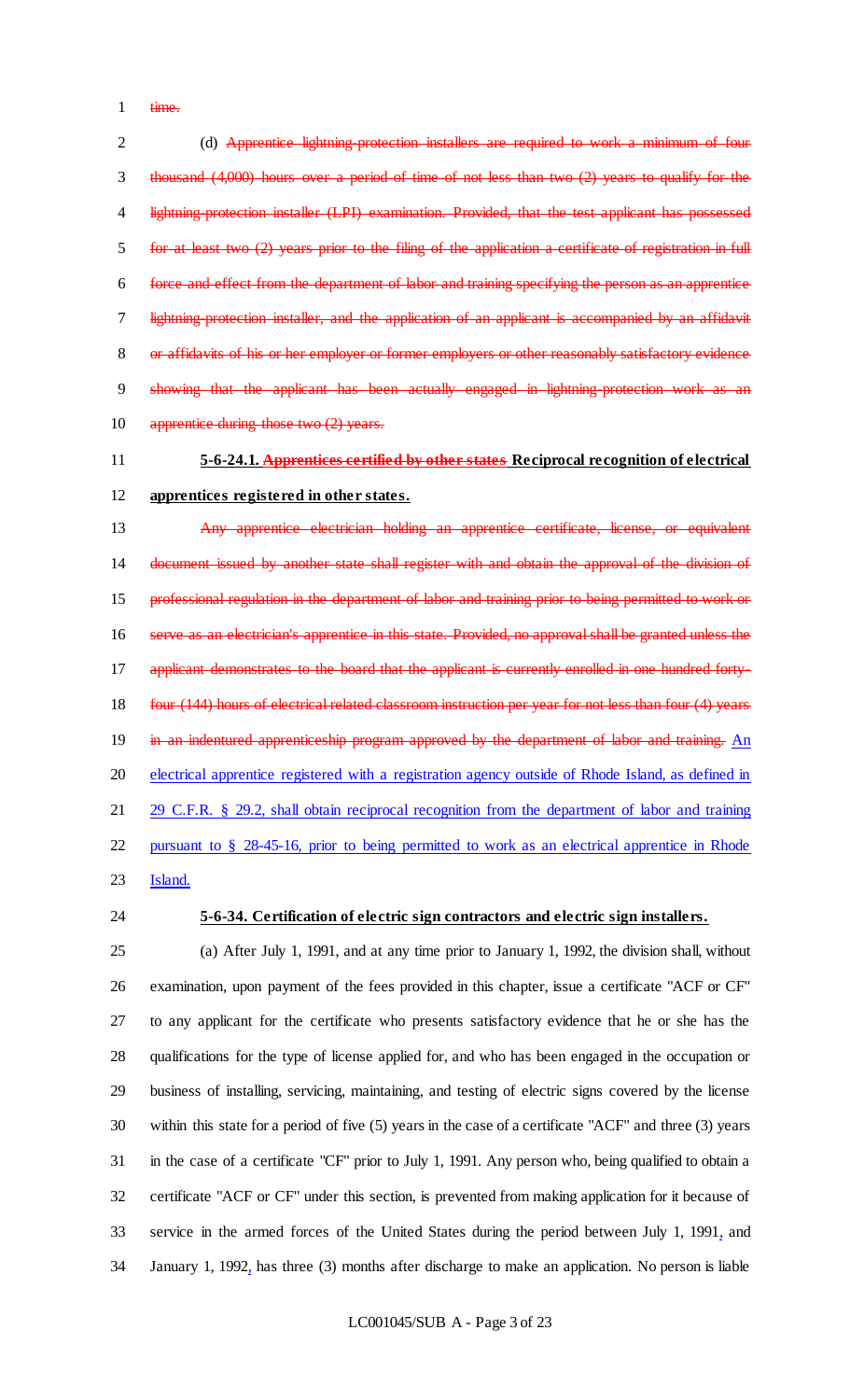~~time.~~

(d) ~~Apprentice lightning-protection installers are required to work a minimum of four thousand (4,000) hours over a period of time of not less than two (2) years to qualify for the lightning-protection installer (LPI) examination. Provided, that the test applicant has possessed for at least two (2) years prior to the filing of the application a certificate of registration in full force and effect from the department of labor and training specifying the person as an apprentice lightning-protection installer, and the application of an applicant is accompanied by an affidavit or affidavits of his or her employer or former employers or other reasonably satisfactory evidence showing that the applicant has been actually engaged in lightning-protection work as an apprentice during those two (2) years.~~

**5-6-24.1. ~~Apprentices certified by other states~~ Reciprocal recognition of electrical apprentices registered in other states.**

~~Any apprentice electrician holding an apprentice certificate, license, or equivalent document issued by another state shall register with and obtain the approval of the division of professional regulation in the department of labor and training prior to being permitted to work or serve as an electrician's apprentice in this state. Provided, no approval shall be granted unless the applicant demonstrates to the board that the applicant is currently enrolled in one hundred forty-four (144) hours of electrical related classroom instruction per year for not less than four (4) years in an indentured apprenticeship program approved by the department of labor and training.~~ An electrical apprentice registered with a registration agency outside of Rhode Island, as defined in 29 C.F.R. § 29.2, shall obtain reciprocal recognition from the department of labor and training pursuant to § 28-45-16, prior to being permitted to work as an electrical apprentice in Rhode Island.

**5-6-34. Certification of electric sign contractors and electric sign installers.**

(a) After July 1, 1991, and at any time prior to January 1, 1992, the division shall, without examination, upon payment of the fees provided in this chapter, issue a certificate "ACF or CF" to any applicant for the certificate who presents satisfactory evidence that he or she has the qualifications for the type of license applied for, and who has been engaged in the occupation or business of installing, servicing, maintaining, and testing of electric signs covered by the license within this state for a period of five (5) years in the case of a certificate "ACF" and three (3) years in the case of a certificate "CF" prior to July 1, 1991. Any person who, being qualified to obtain a certificate "ACF or CF" under this section, is prevented from making application for it because of service in the armed forces of the United States during the period between July 1, 1991, and January 1, 1992, has three (3) months after discharge to make an application. No person is liable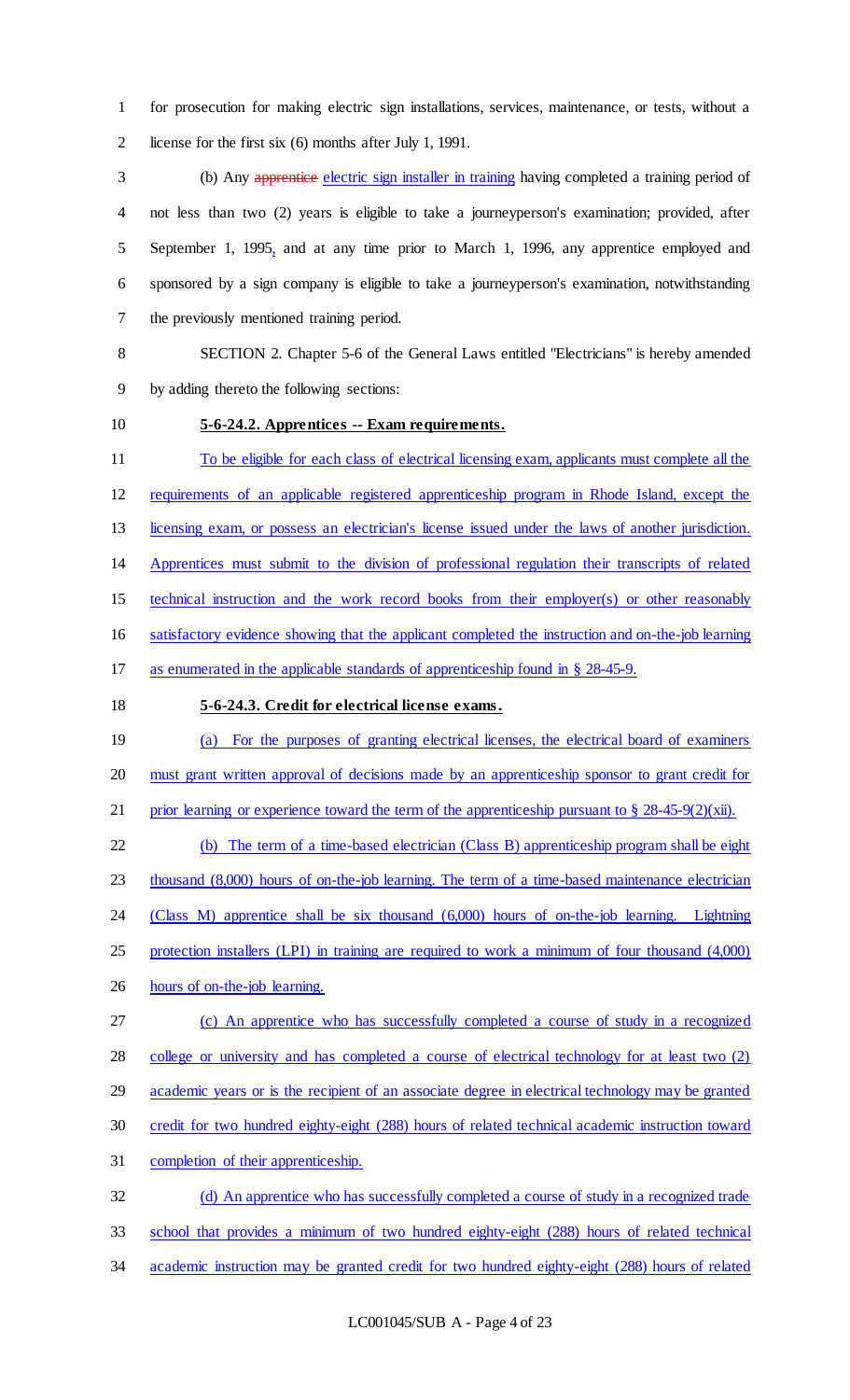for prosecution for making electric sign installations, services, maintenance, or tests, without a license for the first six (6) months after July 1, 1991.

(b) Any ~~apprentice~~ electric sign installer in training having completed a training period of not less than two (2) years is eligible to take a journeyperson's examination; provided, after September 1, 1995, and at any time prior to March 1, 1996, any apprentice employed and sponsored by a sign company is eligible to take a journeyperson's examination, notwithstanding the previously mentioned training period.

SECTION 2. Chapter 5-6 of the General Laws entitled "Electricians" is hereby amended by adding thereto the following sections:

**5-6-24.2. Apprentices -- Exam requirements.**

To be eligible for each class of electrical licensing exam, applicants must complete all the requirements of an applicable registered apprenticeship program in Rhode Island, except the licensing exam, or possess an electrician's license issued under the laws of another jurisdiction. Apprentices must submit to the division of professional regulation their transcripts of related technical instruction and the work record books from their employer(s) or other reasonably satisfactory evidence showing that the applicant completed the instruction and on-the-job learning as enumerated in the applicable standards of apprenticeship found in § 28-45-9.

**5-6-24.3. Credit for electrical license exams.**

(a) For the purposes of granting electrical licenses, the electrical board of examiners must grant written approval of decisions made by an apprenticeship sponsor to grant credit for prior learning or experience toward the term of the apprenticeship pursuant to § 28-45-9(2)(xii).

(b) The term of a time-based electrician (Class B) apprenticeship program shall be eight thousand (8,000) hours of on-the-job learning. The term of a time-based maintenance electrician (Class M) apprentice shall be six thousand (6,000) hours of on-the-job learning. Lightning protection installers (LPI) in training are required to work a minimum of four thousand (4,000) hours of on-the-job learning.

(c) An apprentice who has successfully completed a course of study in a recognized college or university and has completed a course of electrical technology for at least two (2) academic years or is the recipient of an associate degree in electrical technology may be granted credit for two hundred eighty-eight (288) hours of related technical academic instruction toward completion of their apprenticeship.

(d) An apprentice who has successfully completed a course of study in a recognized trade school that provides a minimum of two hundred eighty-eight (288) hours of related technical academic instruction may be granted credit for two hundred eighty-eight (288) hours of related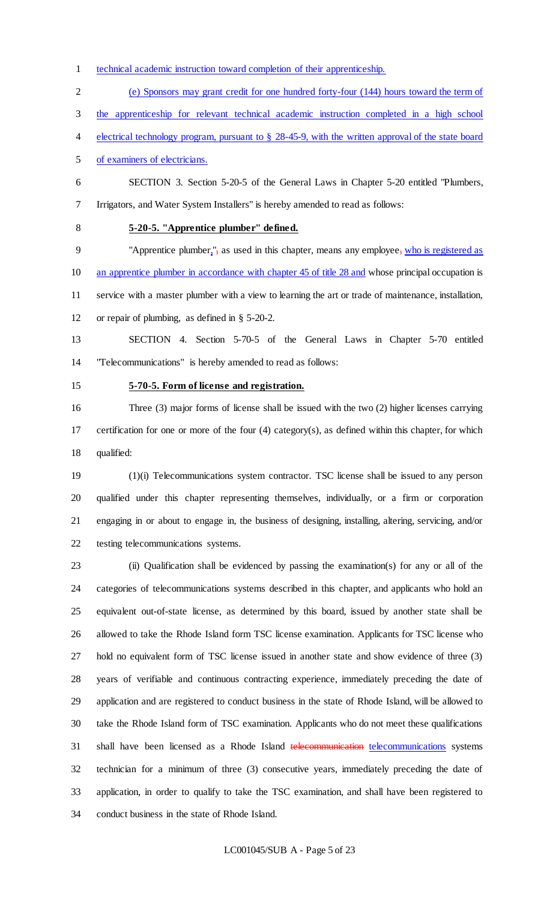technical academic instruction toward completion of their apprenticeship.

(e) Sponsors may grant credit for one hundred forty-four (144) hours toward the term of the apprenticeship for relevant technical academic instruction completed in a high school electrical technology program, pursuant to § 28-45-9, with the written approval of the state board of examiners of electricians.

SECTION 3. Section 5-20-5 of the General Laws in Chapter 5-20 entitled "Plumbers, Irrigators, and Water System Installers" is hereby amended to read as follows:

**5-20-5. "Apprentice plumber" defined.**

"Apprentice plumber,", as used in this chapter, means any employee, who is registered as an apprentice plumber in accordance with chapter 45 of title 28 and whose principal occupation is service with a master plumber with a view to learning the art or trade of maintenance, installation, or repair of plumbing, as defined in § 5-20-2.

SECTION 4. Section 5-70-5 of the General Laws in Chapter 5-70 entitled "Telecommunications" is hereby amended to read as follows:

**5-70-5. Form of license and registration.**

Three (3) major forms of license shall be issued with the two (2) higher licenses carrying certification for one or more of the four (4) category(s), as defined within this chapter, for which qualified:

(1)(i) Telecommunications system contractor. TSC license shall be issued to any person qualified under this chapter representing themselves, individually, or a firm or corporation engaging in or about to engage in, the business of designing, installing, altering, servicing, and/or testing telecommunications systems.

(ii) Qualification shall be evidenced by passing the examination(s) for any or all of the categories of telecommunications systems described in this chapter, and applicants who hold an equivalent out-of-state license, as determined by this board, issued by another state shall be allowed to take the Rhode Island form TSC license examination. Applicants for TSC license who hold no equivalent form of TSC license issued in another state and show evidence of three (3) years of verifiable and continuous contracting experience, immediately preceding the date of application and are registered to conduct business in the state of Rhode Island, will be allowed to take the Rhode Island form of TSC examination. Applicants who do not meet these qualifications shall have been licensed as a Rhode Island ~~telecommunication~~ telecommunications systems technician for a minimum of three (3) consecutive years, immediately preceding the date of application, in order to qualify to take the TSC examination, and shall have been registered to conduct business in the state of Rhode Island.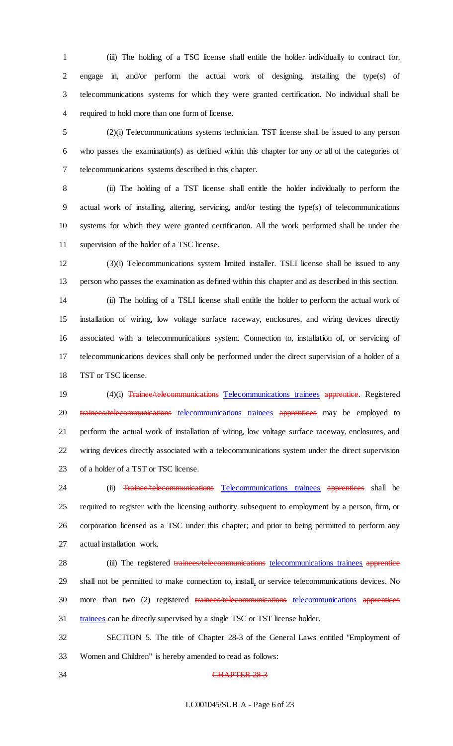(iii) The holding of a TSC license shall entitle the holder individually to contract for, engage in, and/or perform the actual work of designing, installing the type(s) of telecommunications systems for which they were granted certification. No individual shall be required to hold more than one form of license.

(2)(i) Telecommunications systems technician. TST license shall be issued to any person who passes the examination(s) as defined within this chapter for any or all of the categories of telecommunications systems described in this chapter.

(ii) The holding of a TST license shall entitle the holder individually to perform the actual work of installing, altering, servicing, and/or testing the type(s) of telecommunications systems for which they were granted certification. All the work performed shall be under the supervision of the holder of a TSC license.

(3)(i) Telecommunications system limited installer. TSLI license shall be issued to any person who passes the examination as defined within this chapter and as described in this section.

(ii) The holding of a TSLI license shall entitle the holder to perform the actual work of installation of wiring, low voltage surface raceway, enclosures, and wiring devices directly associated with a telecommunications system. Connection to, installation of, or servicing of telecommunications devices shall only be performed under the direct supervision of a holder of a TST or TSC license.

(4)(i) ~~Trainee/telecommunications~~ Telecommunications trainees ~~apprentice~~. Registered ~~trainees/telecommunications~~ telecommunications trainees ~~apprentices~~ may be employed to perform the actual work of installation of wiring, low voltage surface raceway, enclosures, and wiring devices directly associated with a telecommunications system under the direct supervision of a holder of a TST or TSC license.

(ii) ~~Trainee/telecommunications~~ Telecommunications trainees ~~apprentices~~ shall be required to register with the licensing authority subsequent to employment by a person, firm, or corporation licensed as a TSC under this chapter; and prior to being permitted to perform any actual installation work.

(iii) The registered ~~trainees/telecommunications~~ telecommunications trainees ~~apprentice~~ shall not be permitted to make connection to, install, or service telecommunications devices. No more than two (2) registered ~~trainees/telecommunications~~ telecommunications ~~apprentices~~ trainees can be directly supervised by a single TSC or TST license holder.

SECTION 5. The title of Chapter 28-3 of the General Laws entitled "Employment of Women and Children" is hereby amended to read as follows:

~~CHAPTER 28-3~~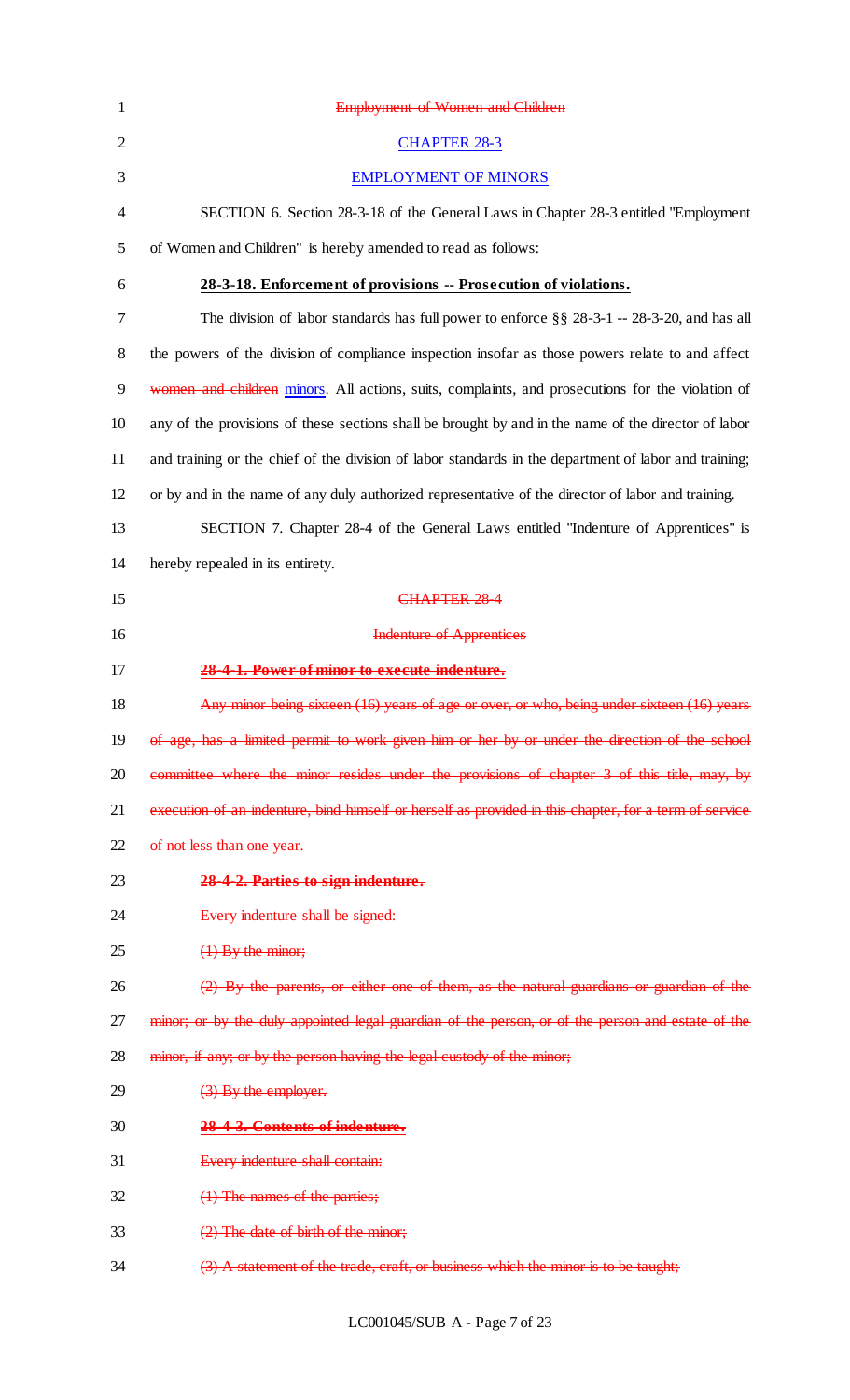~~Employment of Women and Children~~

CHAPTER 28-3

EMPLOYMENT OF MINORS

SECTION 6. Section 28-3-18 of the General Laws in Chapter 28-3 entitled "Employment of Women and Children" is hereby amended to read as follows:

**28-3-18. Enforcement of provisions -- Prosecution of violations.**

The division of labor standards has full power to enforce §§ 28-3-1 -- 28-3-20, and has all the powers of the division of compliance inspection insofar as those powers relate to and affect ~~women and children~~ minors. All actions, suits, complaints, and prosecutions for the violation of any of the provisions of these sections shall be brought by and in the name of the director of labor and training or the chief of the division of labor standards in the department of labor and training; or by and in the name of any duly authorized representative of the director of labor and training.

SECTION 7. Chapter 28-4 of the General Laws entitled "Indenture of Apprentices" is hereby repealed in its entirety.

~~CHAPTER 28-4~~

~~Indenture of Apprentices~~

~~**28-4-1. Power of minor to execute indenture.**~~

~~Any minor being sixteen (16) years of age or over, or who, being under sixteen (16) years of age, has a limited permit to work given him or her by or under the direction of the school committee where the minor resides under the provisions of chapter 3 of this title, may, by execution of an indenture, bind himself or herself as provided in this chapter, for a term of service of not less than one year.~~

~~**28-4-2. Parties to sign indenture.**~~

~~Every indenture shall be signed:~~

~~(1) By the minor;~~

~~(2) By the parents, or either one of them, as the natural guardians or guardian of the minor; or by the duly appointed legal guardian of the person, or of the person and estate of the minor, if any; or by the person having the legal custody of the minor;~~

~~(3) By the employer.~~

~~**28-4-3. Contents of indenture.**~~

~~Every indenture shall contain:~~

~~(1) The names of the parties;~~

~~(2) The date of birth of the minor;~~

~~(3) A statement of the trade, craft, or business which the minor is to be taught;~~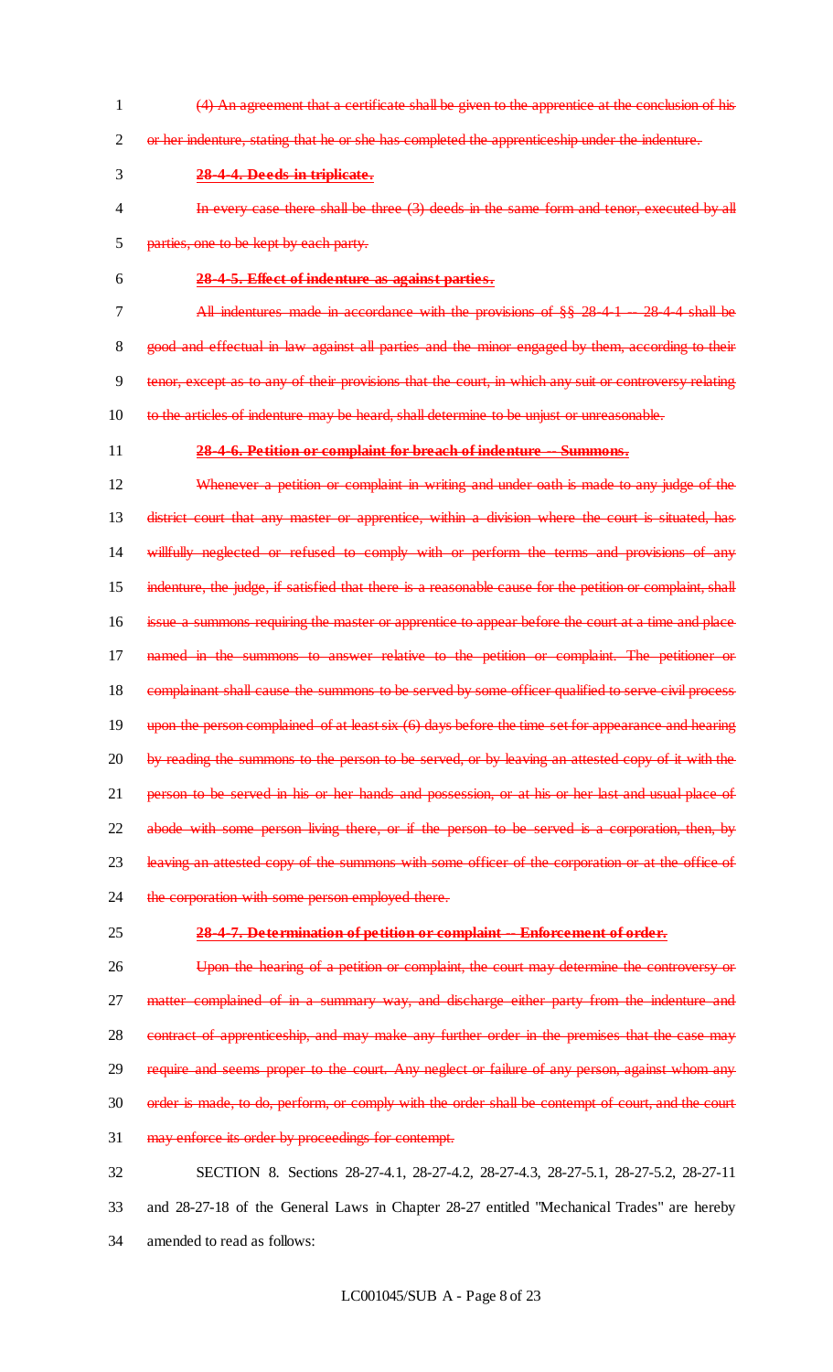~~(4) An agreement that a certificate shall be given to the apprentice at the conclusion of his or her indenture, stating that he or she has completed the apprenticeship under the indenture.~~

~~**28-4-4. Deeds in triplicate.**~~

~~In every case there shall be three (3) deeds in the same form and tenor, executed by all parties, one to be kept by each party.~~

~~**28-4-5. Effect of indenture as against parties.**~~

~~All indentures made in accordance with the provisions of §§ 28-4-1 -- 28-4-4 shall be good and effectual in law against all parties and the minor engaged by them, according to their tenor, except as to any of their provisions that the court, in which any suit or controversy relating to the articles of indenture may be heard, shall determine to be unjust or unreasonable.~~

~~**28-4-6. Petition or complaint for breach of indenture -- Summons.**~~

~~Whenever a petition or complaint in writing and under oath is made to any judge of the district court that any master or apprentice, within a division where the court is situated, has willfully neglected or refused to comply with or perform the terms and provisions of any indenture, the judge, if satisfied that there is a reasonable cause for the petition or complaint, shall issue a summons requiring the master or apprentice to appear before the court at a time and place named in the summons to answer relative to the petition or complaint. The petitioner or complainant shall cause the summons to be served by some officer qualified to serve civil process upon the person complained of at least six (6) days before the time set for appearance and hearing by reading the summons to the person to be served, or by leaving an attested copy of it with the person to be served in his or her hands and possession, or at his or her last and usual place of abode with some person living there, or if the person to be served is a corporation, then, by leaving an attested copy of the summons with some officer of the corporation or at the office of the corporation with some person employed there.~~

~~**28-4-7. Determination of petition or complaint -- Enforcement of order.**~~

~~Upon the hearing of a petition or complaint, the court may determine the controversy or matter complained of in a summary way, and discharge either party from the indenture and contract of apprenticeship, and may make any further order in the premises that the case may require and seems proper to the court. Any neglect or failure of any person, against whom any order is made, to do, perform, or comply with the order shall be contempt of court, and the court may enforce its order by proceedings for contempt.~~

SECTION 8. Sections 28-27-4.1, 28-27-4.2, 28-27-4.3, 28-27-5.1, 28-27-5.2, 28-27-11 and 28-27-18 of the General Laws in Chapter 28-27 entitled "Mechanical Trades" are hereby amended to read as follows: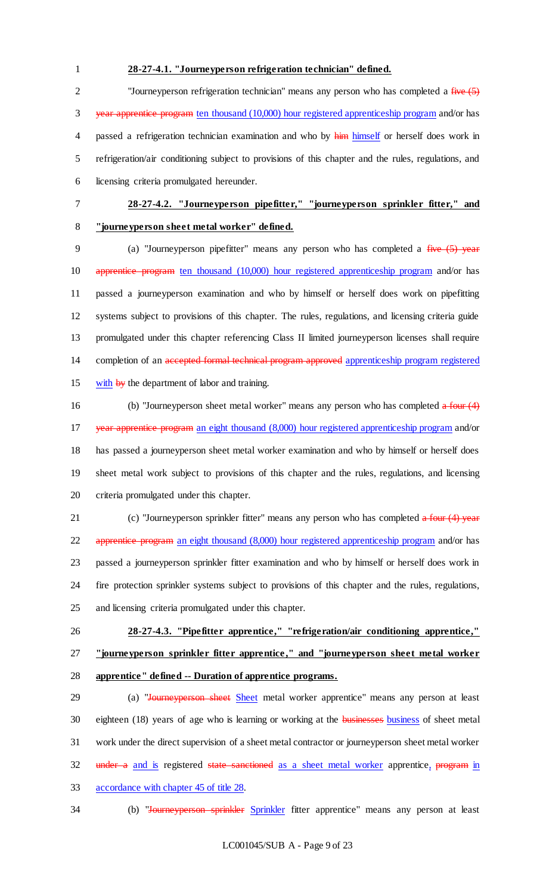**28-27-4.1. "Journeyperson refrigeration technician" defined.**

"Journeyperson refrigeration technician" means any person who has completed a ~~five (5) year apprentice program~~ <u>ten thousand (10,000) hour registered apprenticeship program</u> and/or has passed a refrigeration technician examination and who by ~~him~~ <u>himself</u> or herself does work in refrigeration/air conditioning subject to provisions of this chapter and the rules, regulations, and licensing criteria promulgated hereunder.

**<u>28-27-4.2. "Journeyperson pipefitter," "journeyperson sprinkler fitter," and "journeyperson sheet metal worker" defined.</u>**

(a) "Journeyperson pipefitter" means any person who has completed a ~~five (5) year apprentice program~~ <u>ten thousand (10,000) hour registered apprenticeship program</u> and/or has passed a journeyperson examination and who by himself or herself does work on pipefitting systems subject to provisions of this chapter. The rules, regulations, and licensing criteria guide promulgated under this chapter referencing Class II limited journeyperson licenses shall require completion of an ~~accepted formal technical program approved~~ <u>apprenticeship program registered with</u> ~~by~~ the department of labor and training.

(b) "Journeyperson sheet metal worker" means any person who has completed ~~a four (4) year apprentice program~~ <u>an eight thousand (8,000) hour registered apprenticeship program</u> and/or has passed a journeyperson sheet metal worker examination and who by himself or herself does sheet metal work subject to provisions of this chapter and the rules, regulations, and licensing criteria promulgated under this chapter.

(c) "Journeyperson sprinkler fitter" means any person who has completed ~~a four (4) year apprentice program~~ <u>an eight thousand (8,000) hour registered apprenticeship program</u> and/or has passed a journeyperson sprinkler fitter examination and who by himself or herself does work in fire protection sprinkler systems subject to provisions of this chapter and the rules, regulations, and licensing criteria promulgated under this chapter.

**<u>28-27-4.3. "Pipefitter apprentice," "refrigeration/air conditioning apprentice," "journeyperson sprinkler fitter apprentice," and "journeyperson sheet metal worker apprentice" defined -- Duration of apprentice programs.</u>**

(a) "~~Journeyperson sheet~~ <u>Sheet</u> metal worker apprentice" means any person at least eighteen (18) years of age who is learning or working at the ~~businesses~~ <u>business</u> of sheet metal work under the direct supervision of a sheet metal contractor or journeyperson sheet metal worker ~~under a~~ <u>and is</u> registered ~~state sanctioned~~ <u>as a sheet metal worker</u> apprentice<u>,</u> ~~program~~ <u>in accordance with chapter 45 of title 28</u>.

(b) "~~Journeyperson sprinkler~~ <u>Sprinkler</u> fitter apprentice" means any person at least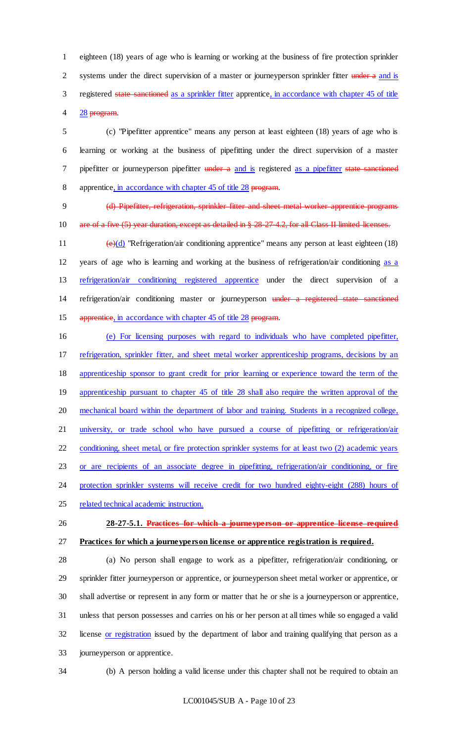eighteen (18) years of age who is learning or working at the business of fire protection sprinkler systems under the direct supervision of a master or journeyperson sprinkler fitter ~~under a~~ and is registered ~~state sanctioned~~ as a sprinkler fitter apprentice, in accordance with chapter 45 of title 28 ~~program~~.

(c) "Pipefitter apprentice" means any person at least eighteen (18) years of age who is learning or working at the business of pipefitting under the direct supervision of a master pipefitter or journeyperson pipefitter ~~under a~~ and is registered as a pipefitter ~~state sanctioned~~ apprentice, in accordance with chapter 45 of title 28 ~~program~~.

~~(d) Pipefitter, refrigeration, sprinkler fitter and sheet metal worker apprentice programs are of a five (5) year duration, except as detailed in § 28-27-4.2, for all Class II limited licenses.~~

~~(e)~~(d) "Refrigeration/air conditioning apprentice" means any person at least eighteen (18) years of age who is learning and working at the business of refrigeration/air conditioning as a refrigeration/air conditioning registered apprentice under the direct supervision of a refrigeration/air conditioning master or journeyperson ~~under a registered state sanctioned apprentice~~, in accordance with chapter 45 of title 28 ~~program~~.

(e) For licensing purposes with regard to individuals who have completed pipefitter, refrigeration, sprinkler fitter, and sheet metal worker apprenticeship programs, decisions by an apprenticeship sponsor to grant credit for prior learning or experience toward the term of the apprenticeship pursuant to chapter 45 of title 28 shall also require the written approval of the mechanical board within the department of labor and training. Students in a recognized college, university, or trade school who have pursued a course of pipefitting or refrigeration/air conditioning, sheet metal, or fire protection sprinkler systems for at least two (2) academic years or are recipients of an associate degree in pipefitting, refrigeration/air conditioning, or fire protection sprinkler systems will receive credit for two hundred eighty-eight (288) hours of related technical academic instruction.

**28-27-5.1. ~~Practices for which a journeyperson or apprentice license required~~ Practices for which a journeyperson license or apprentice registration is required.**

(a) No person shall engage to work as a pipefitter, refrigeration/air conditioning, or sprinkler fitter journeyperson or apprentice, or journeyperson sheet metal worker or apprentice, or shall advertise or represent in any form or matter that he or she is a journeyperson or apprentice, unless that person possesses and carries on his or her person at all times while so engaged a valid license or registration issued by the department of labor and training qualifying that person as a journeyperson or apprentice.

(b) A person holding a valid license under this chapter shall not be required to obtain an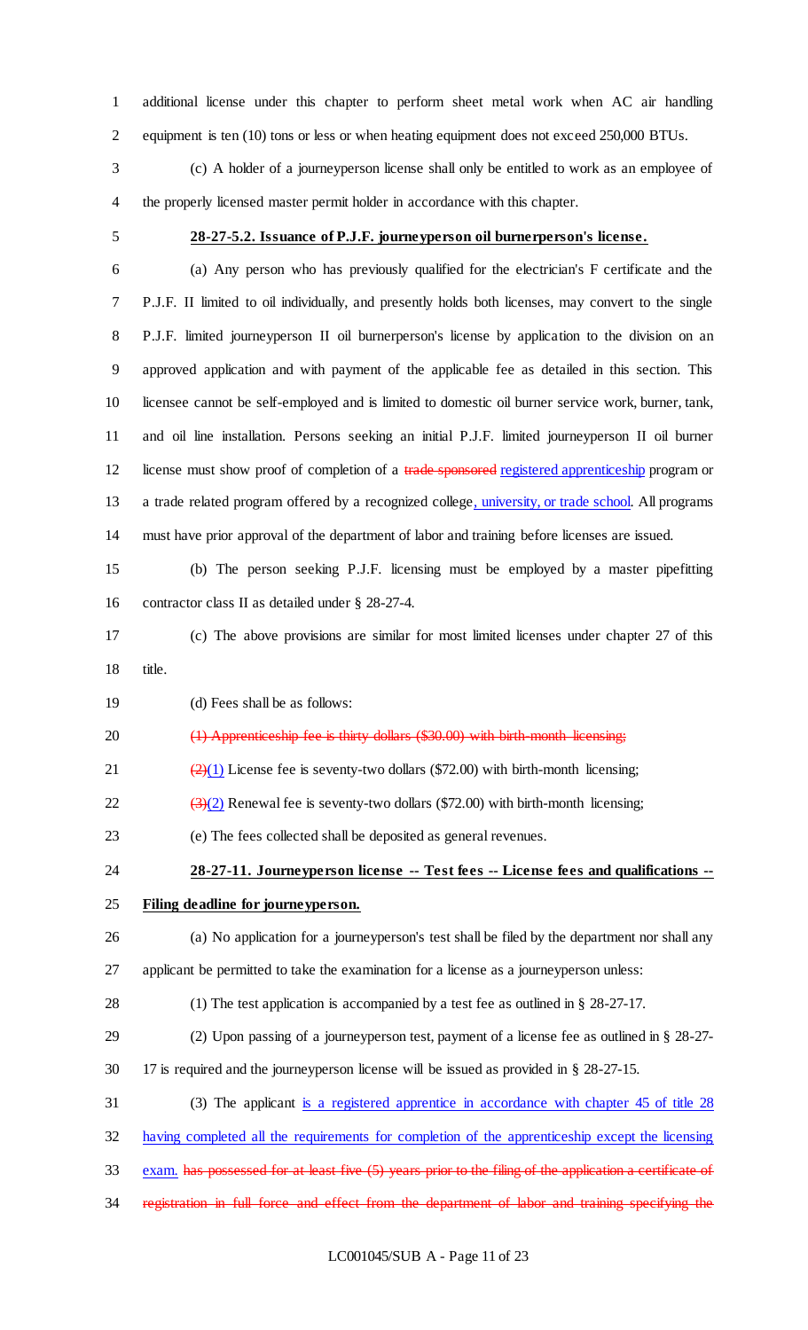additional license under this chapter to perform sheet metal work when AC air handling equipment is ten (10) tons or less or when heating equipment does not exceed 250,000 BTUs.

(c) A holder of a journeyperson license shall only be entitled to work as an employee of the properly licensed master permit holder in accordance with this chapter.

**28-27-5.2. Issuance of P.J.F. journeyperson oil burnerperson's license.**

(a) Any person who has previously qualified for the electrician's F certificate and the P.J.F. II limited to oil individually, and presently holds both licenses, may convert to the single P.J.F. limited journeyperson II oil burnerperson's license by application to the division on an approved application and with payment of the applicable fee as detailed in this section. This licensee cannot be self-employed and is limited to domestic oil burner service work, burner, tank, and oil line installation. Persons seeking an initial P.J.F. limited journeyperson II oil burner license must show proof of completion of a ~~trade sponsored~~ registered apprenticeship program or a trade related program offered by a recognized college, university, or trade school. All programs must have prior approval of the department of labor and training before licenses are issued.

(b) The person seeking P.J.F. licensing must be employed by a master pipefitting contractor class II as detailed under § 28-27-4.

(c) The above provisions are similar for most limited licenses under chapter 27 of this title.

(d) Fees shall be as follows:

~~(1) Apprenticeship fee is thirty dollars ($30.00) with birth-month licensing;~~

~~(2)~~(1) License fee is seventy-two dollars ($72.00) with birth-month licensing;

~~(3)~~(2) Renewal fee is seventy-two dollars ($72.00) with birth-month licensing;

(e) The fees collected shall be deposited as general revenues.

**28-27-11. Journeyperson license -- Test fees -- License fees and qualifications -- Filing deadline for journeyperson.**

(a) No application for a journeyperson's test shall be filed by the department nor shall any applicant be permitted to take the examination for a license as a journeyperson unless:

(1) The test application is accompanied by a test fee as outlined in § 28-27-17.

(2) Upon passing of a journeyperson test, payment of a license fee as outlined in § 28-27-17 is required and the journeyperson license will be issued as provided in § 28-27-15.

(3) The applicant is a registered apprentice in accordance with chapter 45 of title 28 having completed all the requirements for completion of the apprenticeship except the licensing exam. ~~has possessed for at least five (5) years prior to the filing of the application a certificate of registration in full force and effect from the department of labor and training specifying the~~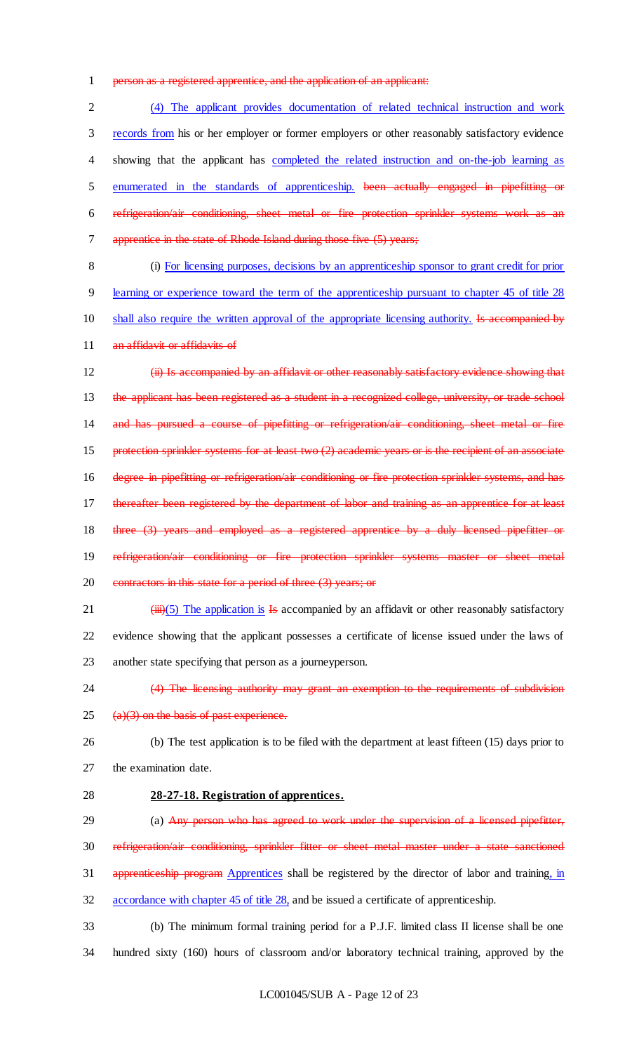~~person as a registered apprentice, and the application of an applicant:~~

(4) The applicant provides documentation of related technical instruction and work records from his or her employer or former employers or other reasonably satisfactory evidence showing that the applicant has completed the related instruction and on-the-job learning as enumerated in the standards of apprenticeship. ~~been actually engaged in pipefitting or refrigeration/air conditioning, sheet metal or fire protection sprinkler systems work as an apprentice in the state of Rhode Island during those five (5) years;~~

(i) For licensing purposes, decisions by an apprenticeship sponsor to grant credit for prior learning or experience toward the term of the apprenticeship pursuant to chapter 45 of title 28 shall also require the written approval of the appropriate licensing authority. ~~Is accompanied by an affidavit or affidavits of~~

~~(ii) Is accompanied by an affidavit or other reasonably satisfactory evidence showing that the applicant has been registered as a student in a recognized college, university, or trade school and has pursued a course of pipefitting or refrigeration/air conditioning, sheet metal or fire protection sprinkler systems for at least two (2) academic years or is the recipient of an associate degree in pipefitting or refrigeration/air conditioning or fire protection sprinkler systems, and has thereafter been registered by the department of labor and training as an apprentice for at least three (3) years and employed as a registered apprentice by a duly licensed pipefitter or refrigeration/air conditioning or fire protection sprinkler systems master or sheet metal contractors in this state for a period of three (3) years; or~~

~~(iii)~~(5) The application is ~~Is~~ accompanied by an affidavit or other reasonably satisfactory evidence showing that the applicant possesses a certificate of license issued under the laws of another state specifying that person as a journeyperson.

~~(4) The licensing authority may grant an exemption to the requirements of subdivision (a)(3) on the basis of past experience.~~

(b) The test application is to be filed with the department at least fifteen (15) days prior to the examination date.

**28-27-18. Registration of apprentices.**

(a) ~~Any person who has agreed to work under the supervision of a licensed pipefitter, refrigeration/air conditioning, sprinkler fitter or sheet metal master under a state sanctioned apprenticeship program~~ Apprentices shall be registered by the director of labor and training, in accordance with chapter 45 of title 28, and be issued a certificate of apprenticeship.

(b) The minimum formal training period for a P.J.F. limited class II license shall be one hundred sixty (160) hours of classroom and/or laboratory technical training, approved by the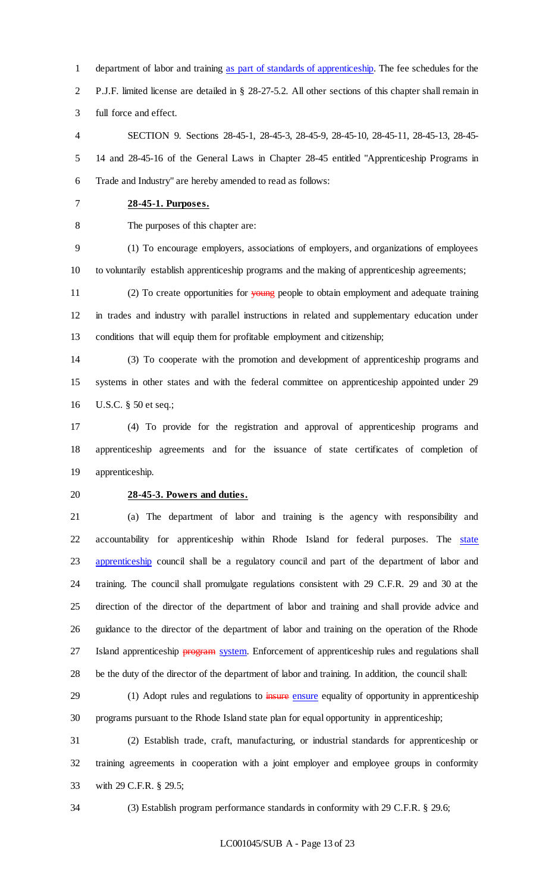department of labor and training as part of standards of apprenticeship. The fee schedules for the P.J.F. limited license are detailed in § 28-27-5.2. All other sections of this chapter shall remain in full force and effect.

SECTION 9. Sections 28-45-1, 28-45-3, 28-45-9, 28-45-10, 28-45-11, 28-45-13, 28-45-14 and 28-45-16 of the General Laws in Chapter 28-45 entitled "Apprenticeship Programs in Trade and Industry" are hereby amended to read as follows:

**28-45-1. Purposes.**

The purposes of this chapter are:

(1) To encourage employers, associations of employers, and organizations of employees to voluntarily establish apprenticeship programs and the making of apprenticeship agreements;

(2) To create opportunities for ~~young~~ people to obtain employment and adequate training in trades and industry with parallel instructions in related and supplementary education under conditions that will equip them for profitable employment and citizenship;

(3) To cooperate with the promotion and development of apprenticeship programs and systems in other states and with the federal committee on apprenticeship appointed under 29 U.S.C. § 50 et seq.;

(4) To provide for the registration and approval of apprenticeship programs and apprenticeship agreements and for the issuance of state certificates of completion of apprenticeship.

**28-45-3. Powers and duties.**

(a) The department of labor and training is the agency with responsibility and accountability for apprenticeship within Rhode Island for federal purposes. The state apprenticeship council shall be a regulatory council and part of the department of labor and training. The council shall promulgate regulations consistent with 29 C.F.R. 29 and 30 at the direction of the director of the department of labor and training and shall provide advice and guidance to the director of the department of labor and training on the operation of the Rhode Island apprenticeship ~~program~~ system. Enforcement of apprenticeship rules and regulations shall be the duty of the director of the department of labor and training. In addition, the council shall:

(1) Adopt rules and regulations to ~~insure~~ ensure equality of opportunity in apprenticeship programs pursuant to the Rhode Island state plan for equal opportunity in apprenticeship;

(2) Establish trade, craft, manufacturing, or industrial standards for apprenticeship or training agreements in cooperation with a joint employer and employee groups in conformity with 29 C.F.R. § 29.5;

(3) Establish program performance standards in conformity with 29 C.F.R. § 29.6;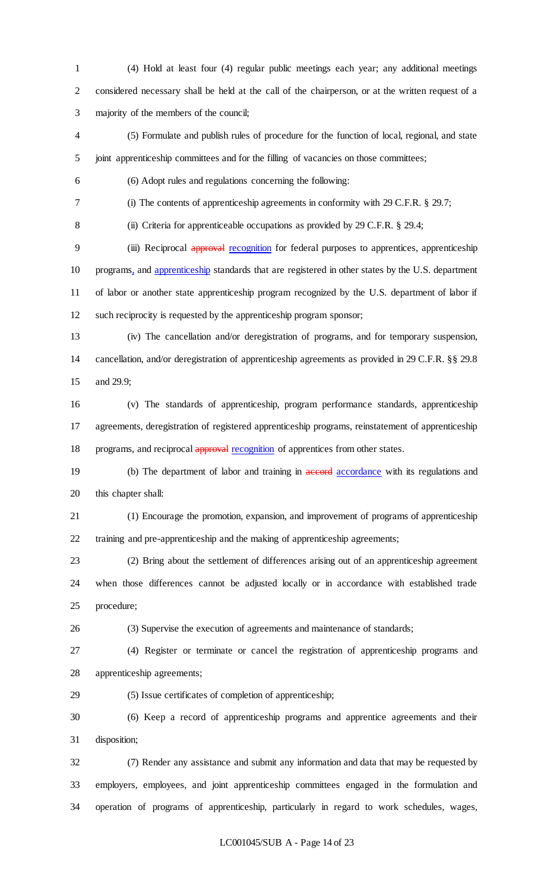(4) Hold at least four (4) regular public meetings each year; any additional meetings considered necessary shall be held at the call of the chairperson, or at the written request of a majority of the members of the council;

(5) Formulate and publish rules of procedure for the function of local, regional, and state joint apprenticeship committees and for the filling of vacancies on those committees;

(6) Adopt rules and regulations concerning the following:

(i) The contents of apprenticeship agreements in conformity with 29 C.F.R. § 29.7;

(ii) Criteria for apprenticeable occupations as provided by 29 C.F.R. § 29.4;

(iii) Reciprocal ~~approval~~ recognition for federal purposes to apprentices, apprenticeship programs, and apprenticeship standards that are registered in other states by the U.S. department of labor or another state apprenticeship program recognized by the U.S. department of labor if such reciprocity is requested by the apprenticeship program sponsor;

(iv) The cancellation and/or deregistration of programs, and for temporary suspension, cancellation, and/or deregistration of apprenticeship agreements as provided in 29 C.F.R. §§ 29.8 and 29.9;

(v) The standards of apprenticeship, program performance standards, apprenticeship agreements, deregistration of registered apprenticeship programs, reinstatement of apprenticeship programs, and reciprocal ~~approval~~ recognition of apprentices from other states.

(b) The department of labor and training in ~~accord~~ accordance with its regulations and this chapter shall:

(1) Encourage the promotion, expansion, and improvement of programs of apprenticeship training and pre-apprenticeship and the making of apprenticeship agreements;

(2) Bring about the settlement of differences arising out of an apprenticeship agreement when those differences cannot be adjusted locally or in accordance with established trade procedure;

(3) Supervise the execution of agreements and maintenance of standards;

(4) Register or terminate or cancel the registration of apprenticeship programs and apprenticeship agreements;

(5) Issue certificates of completion of apprenticeship;

(6) Keep a record of apprenticeship programs and apprentice agreements and their disposition;

(7) Render any assistance and submit any information and data that may be requested by employers, employees, and joint apprenticeship committees engaged in the formulation and operation of programs of apprenticeship, particularly in regard to work schedules, wages,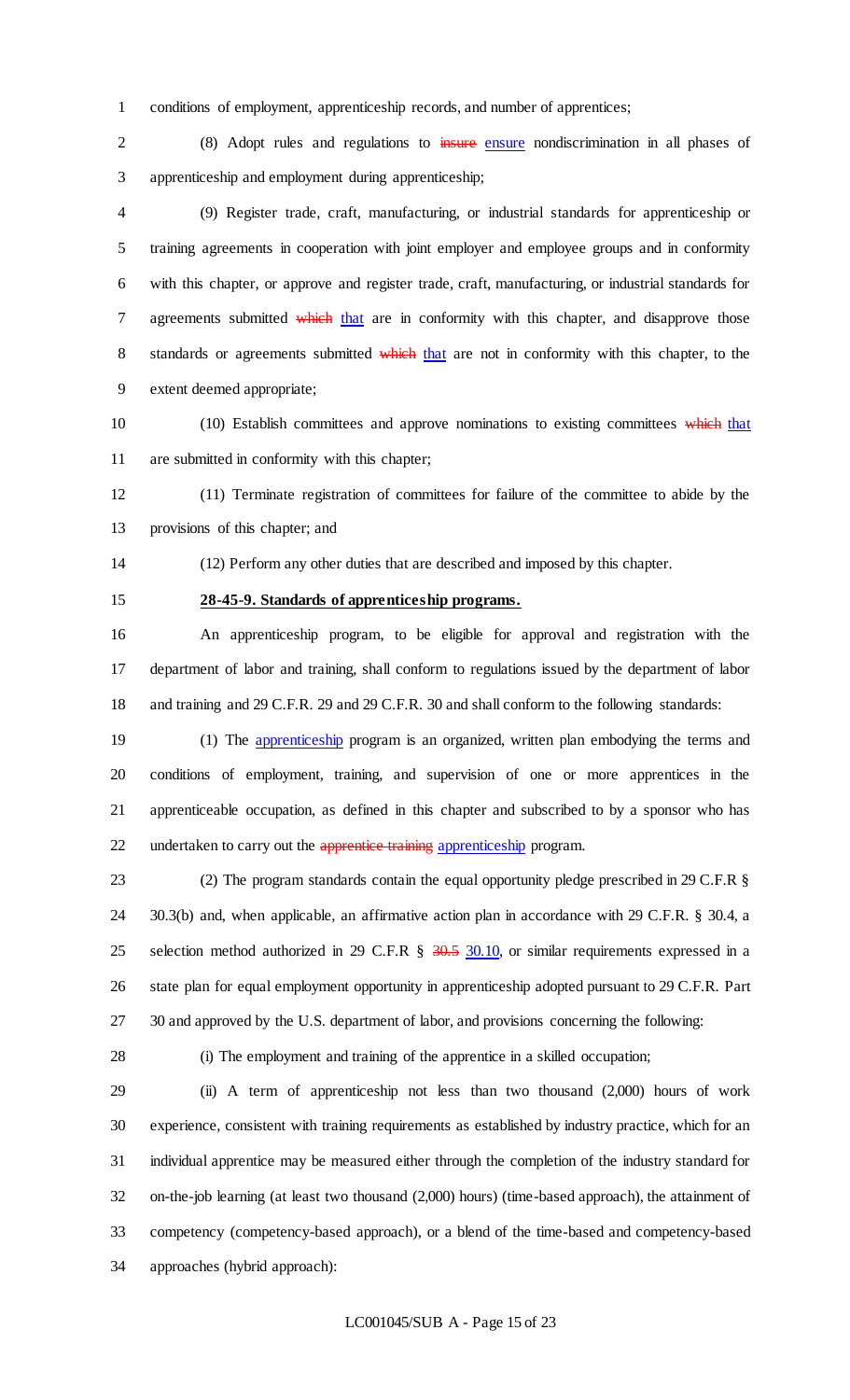conditions of employment, apprenticeship records, and number of apprentices;

(8) Adopt rules and regulations to ~~insure~~ ensure nondiscrimination in all phases of apprenticeship and employment during apprenticeship;

(9) Register trade, craft, manufacturing, or industrial standards for apprenticeship or training agreements in cooperation with joint employer and employee groups and in conformity with this chapter, or approve and register trade, craft, manufacturing, or industrial standards for agreements submitted ~~which~~ that are in conformity with this chapter, and disapprove those standards or agreements submitted ~~which~~ that are not in conformity with this chapter, to the extent deemed appropriate;

(10) Establish committees and approve nominations to existing committees ~~which~~ that are submitted in conformity with this chapter;

(11) Terminate registration of committees for failure of the committee to abide by the provisions of this chapter; and

(12) Perform any other duties that are described and imposed by this chapter.

**28-45-9. Standards of apprenticeship programs.**

An apprenticeship program, to be eligible for approval and registration with the department of labor and training, shall conform to regulations issued by the department of labor and training and 29 C.F.R. 29 and 29 C.F.R. 30 and shall conform to the following standards:

(1) The apprenticeship program is an organized, written plan embodying the terms and conditions of employment, training, and supervision of one or more apprentices in the apprenticeable occupation, as defined in this chapter and subscribed to by a sponsor who has undertaken to carry out the ~~apprentice training~~ apprenticeship program.

(2) The program standards contain the equal opportunity pledge prescribed in 29 C.F.R § 30.3(b) and, when applicable, an affirmative action plan in accordance with 29 C.F.R. § 30.4, a selection method authorized in 29 C.F.R § ~~30.5~~ 30.10, or similar requirements expressed in a state plan for equal employment opportunity in apprenticeship adopted pursuant to 29 C.F.R. Part 30 and approved by the U.S. department of labor, and provisions concerning the following:

(i) The employment and training of the apprentice in a skilled occupation;

(ii) A term of apprenticeship not less than two thousand (2,000) hours of work experience, consistent with training requirements as established by industry practice, which for an individual apprentice may be measured either through the completion of the industry standard for on-the-job learning (at least two thousand (2,000) hours) (time-based approach), the attainment of competency (competency-based approach), or a blend of the time-based and competency-based approaches (hybrid approach):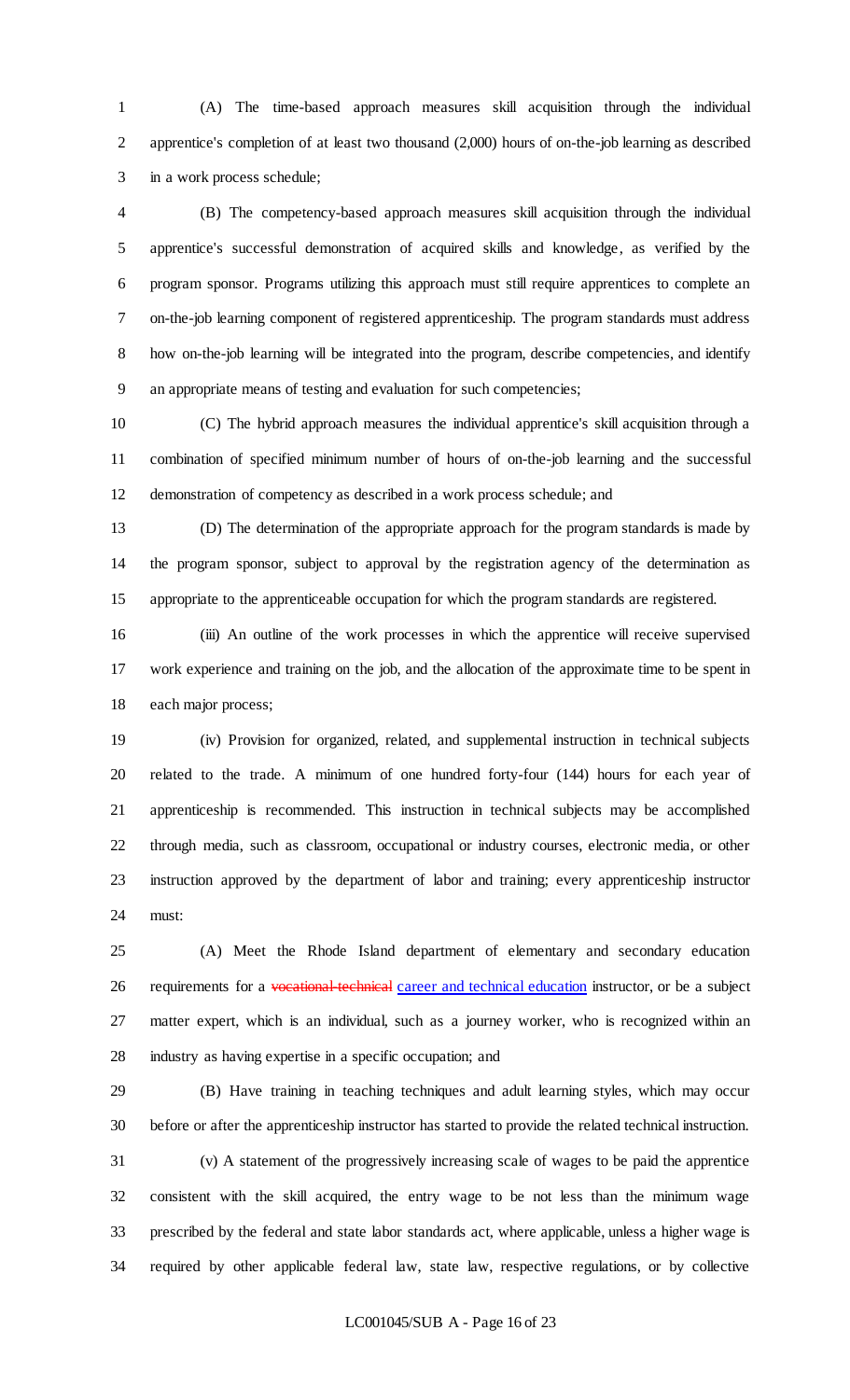(A) The time-based approach measures skill acquisition through the individual apprentice's completion of at least two thousand (2,000) hours of on-the-job learning as described in a work process schedule;

(B) The competency-based approach measures skill acquisition through the individual apprentice's successful demonstration of acquired skills and knowledge, as verified by the program sponsor. Programs utilizing this approach must still require apprentices to complete an on-the-job learning component of registered apprenticeship. The program standards must address how on-the-job learning will be integrated into the program, describe competencies, and identify an appropriate means of testing and evaluation for such competencies;

(C) The hybrid approach measures the individual apprentice's skill acquisition through a combination of specified minimum number of hours of on-the-job learning and the successful demonstration of competency as described in a work process schedule; and

(D) The determination of the appropriate approach for the program standards is made by the program sponsor, subject to approval by the registration agency of the determination as appropriate to the apprenticeable occupation for which the program standards are registered.

(iii) An outline of the work processes in which the apprentice will receive supervised work experience and training on the job, and the allocation of the approximate time to be spent in each major process;

(iv) Provision for organized, related, and supplemental instruction in technical subjects related to the trade. A minimum of one hundred forty-four (144) hours for each year of apprenticeship is recommended. This instruction in technical subjects may be accomplished through media, such as classroom, occupational or industry courses, electronic media, or other instruction approved by the department of labor and training; every apprenticeship instructor must:

(A) Meet the Rhode Island department of elementary and secondary education requirements for a ~~vocational-technical~~ career and technical education instructor, or be a subject matter expert, which is an individual, such as a journey worker, who is recognized within an industry as having expertise in a specific occupation; and

(B) Have training in teaching techniques and adult learning styles, which may occur before or after the apprenticeship instructor has started to provide the related technical instruction.

(v) A statement of the progressively increasing scale of wages to be paid the apprentice consistent with the skill acquired, the entry wage to be not less than the minimum wage prescribed by the federal and state labor standards act, where applicable, unless a higher wage is required by other applicable federal law, state law, respective regulations, or by collective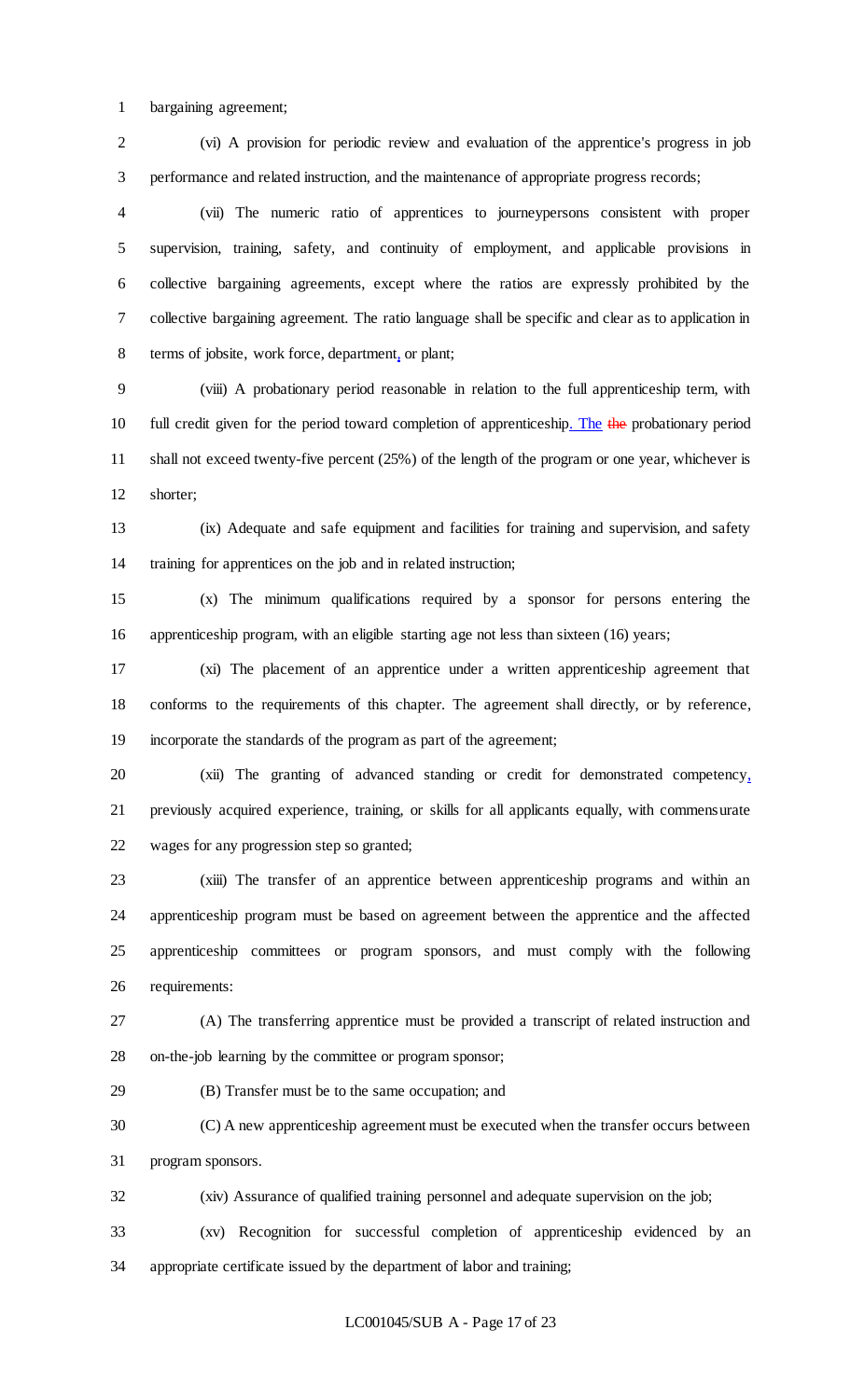bargaining agreement;

(vi) A provision for periodic review and evaluation of the apprentice's progress in job performance and related instruction, and the maintenance of appropriate progress records;

(vii) The numeric ratio of apprentices to journeypersons consistent with proper supervision, training, safety, and continuity of employment, and applicable provisions in collective bargaining agreements, except where the ratios are expressly prohibited by the collective bargaining agreement. The ratio language shall be specific and clear as to application in terms of jobsite, work force, department, or plant;

(viii) A probationary period reasonable in relation to the full apprenticeship term, with full credit given for the period toward completion of apprenticeship. The ~~the~~ probationary period shall not exceed twenty-five percent (25%) of the length of the program or one year, whichever is shorter;

(ix) Adequate and safe equipment and facilities for training and supervision, and safety training for apprentices on the job and in related instruction;

(x) The minimum qualifications required by a sponsor for persons entering the apprenticeship program, with an eligible starting age not less than sixteen (16) years;

(xi) The placement of an apprentice under a written apprenticeship agreement that conforms to the requirements of this chapter. The agreement shall directly, or by reference, incorporate the standards of the program as part of the agreement;

(xii) The granting of advanced standing or credit for demonstrated competency, previously acquired experience, training, or skills for all applicants equally, with commensurate wages for any progression step so granted;

(xiii) The transfer of an apprentice between apprenticeship programs and within an apprenticeship program must be based on agreement between the apprentice and the affected apprenticeship committees or program sponsors, and must comply with the following requirements:

(A) The transferring apprentice must be provided a transcript of related instruction and on-the-job learning by the committee or program sponsor;

(B) Transfer must be to the same occupation; and

(C) A new apprenticeship agreement must be executed when the transfer occurs between program sponsors.

(xiv) Assurance of qualified training personnel and adequate supervision on the job;

(xv) Recognition for successful completion of apprenticeship evidenced by an appropriate certificate issued by the department of labor and training;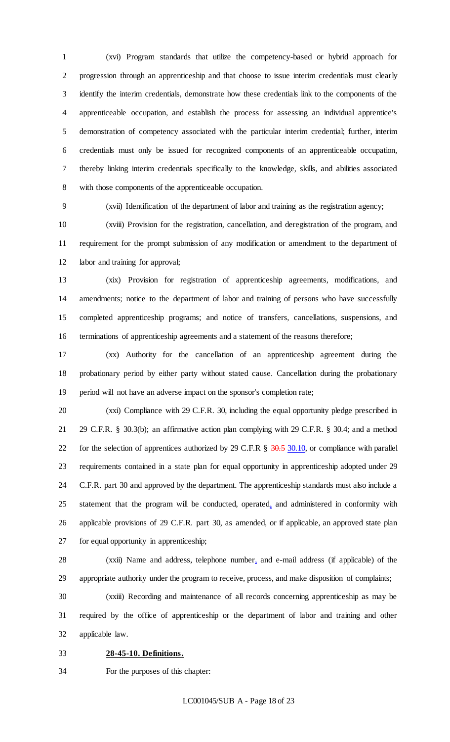(xvi) Program standards that utilize the competency-based or hybrid approach for progression through an apprenticeship and that choose to issue interim credentials must clearly identify the interim credentials, demonstrate how these credentials link to the components of the apprenticeable occupation, and establish the process for assessing an individual apprentice's demonstration of competency associated with the particular interim credential; further, interim credentials must only be issued for recognized components of an apprenticeable occupation, thereby linking interim credentials specifically to the knowledge, skills, and abilities associated with those components of the apprenticeable occupation.

(xvii) Identification of the department of labor and training as the registration agency;

(xviii) Provision for the registration, cancellation, and deregistration of the program, and requirement for the prompt submission of any modification or amendment to the department of labor and training for approval;

(xix) Provision for registration of apprenticeship agreements, modifications, and amendments; notice to the department of labor and training of persons who have successfully completed apprenticeship programs; and notice of transfers, cancellations, suspensions, and terminations of apprenticeship agreements and a statement of the reasons therefore;

(xx) Authority for the cancellation of an apprenticeship agreement during the probationary period by either party without stated cause. Cancellation during the probationary period will not have an adverse impact on the sponsor's completion rate;

(xxi) Compliance with 29 C.F.R. 30, including the equal opportunity pledge prescribed in 29 C.F.R. § 30.3(b); an affirmative action plan complying with 29 C.F.R. § 30.4; and a method for the selection of apprentices authorized by 29 C.F.R § ~~30.5~~ 30.10, or compliance with parallel requirements contained in a state plan for equal opportunity in apprenticeship adopted under 29 C.F.R. part 30 and approved by the department. The apprenticeship standards must also include a statement that the program will be conducted, operated, and administered in conformity with applicable provisions of 29 C.F.R. part 30, as amended, or if applicable, an approved state plan for equal opportunity in apprenticeship;

(xxii) Name and address, telephone number, and e-mail address (if applicable) of the appropriate authority under the program to receive, process, and make disposition of complaints;

(xxiii) Recording and maintenance of all records concerning apprenticeship as may be required by the office of apprenticeship or the department of labor and training and other applicable law.

**28-45-10. Definitions.**

For the purposes of this chapter: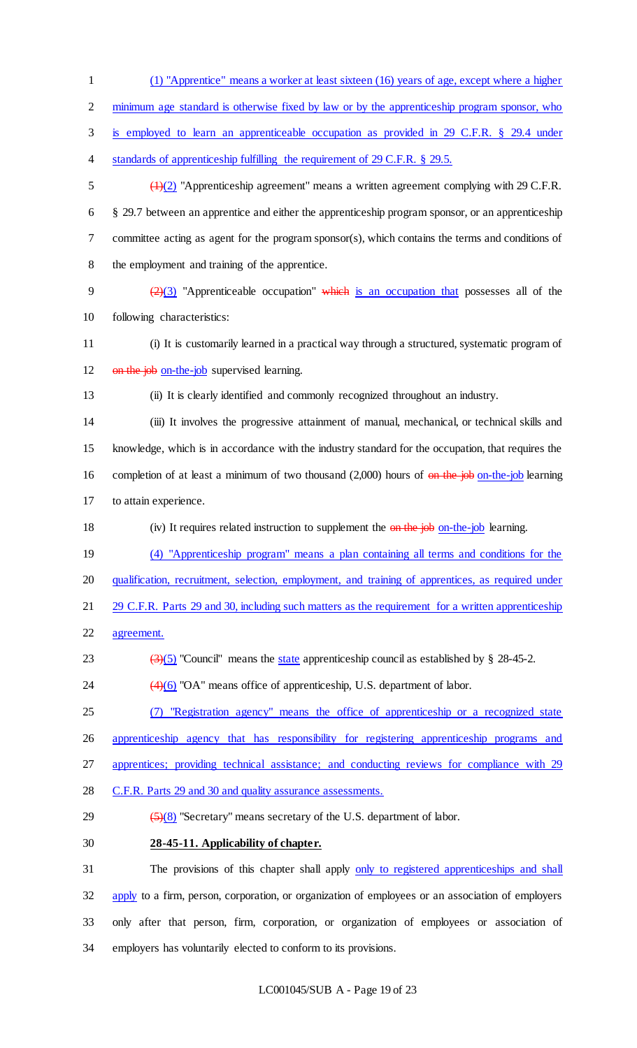(1) "Apprentice" means a worker at least sixteen (16) years of age, except where a higher minimum age standard is otherwise fixed by law or by the apprenticeship program sponsor, who is employed to learn an apprenticeable occupation as provided in 29 C.F.R. § 29.4 under standards of apprenticeship fulfilling the requirement of 29 C.F.R. § 29.5.

~~(1)~~(2) "Apprenticeship agreement" means a written agreement complying with 29 C.F.R. § 29.7 between an apprentice and either the apprenticeship program sponsor, or an apprenticeship committee acting as agent for the program sponsor(s), which contains the terms and conditions of the employment and training of the apprentice.

~~(2)~~(3) "Apprenticeable occupation" ~~which~~ is an occupation that possesses all of the following characteristics:

(i) It is customarily learned in a practical way through a structured, systematic program of ~~on the job~~ on-the-job supervised learning.

(ii) It is clearly identified and commonly recognized throughout an industry.

(iii) It involves the progressive attainment of manual, mechanical, or technical skills and knowledge, which is in accordance with the industry standard for the occupation, that requires the completion of at least a minimum of two thousand (2,000) hours of ~~on the job~~ on-the-job learning to attain experience.

(iv) It requires related instruction to supplement the ~~on the job~~ on-the-job learning.

(4) "Apprenticeship program" means a plan containing all terms and conditions for the qualification, recruitment, selection, employment, and training of apprentices, as required under 29 C.F.R. Parts 29 and 30, including such matters as the requirement for a written apprenticeship agreement.

~~(3)~~(5) "Council" means the state apprenticeship council as established by § 28-45-2.

~~(4)~~(6) "OA" means office of apprenticeship, U.S. department of labor.

(7) "Registration agency" means the office of apprenticeship or a recognized state apprenticeship agency that has responsibility for registering apprenticeship programs and apprentices; providing technical assistance; and conducting reviews for compliance with 29 C.F.R. Parts 29 and 30 and quality assurance assessments.

~~(5)~~(8) "Secretary" means secretary of the U.S. department of labor.

**28-45-11. Applicability of chapter.**

The provisions of this chapter shall apply only to registered apprenticeships and shall apply to a firm, person, corporation, or organization of employees or an association of employers only after that person, firm, corporation, or organization of employees or association of employers has voluntarily elected to conform to its provisions.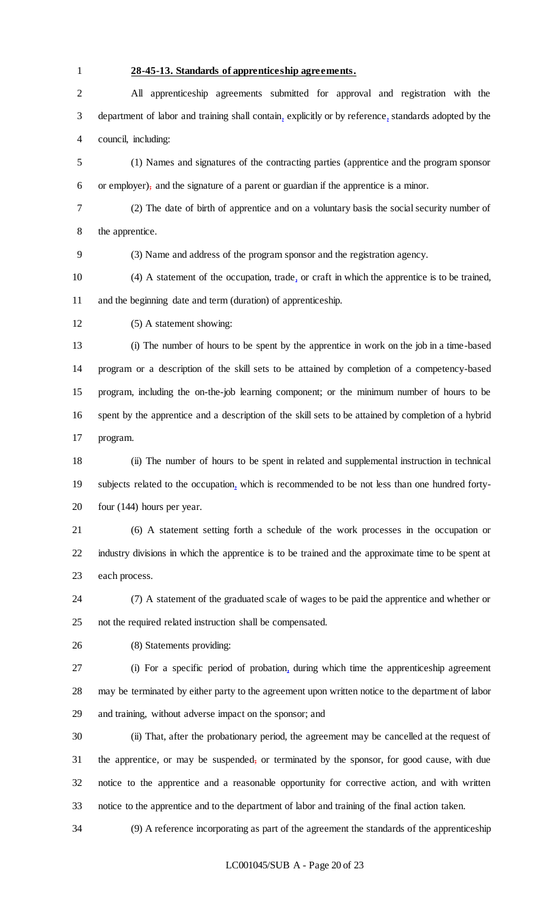**28-45-13. Standards of apprenticeship agreements.**

All apprenticeship agreements submitted for approval and registration with the department of labor and training shall contain, explicitly or by reference, standards adopted by the council, including:

(1) Names and signatures of the contracting parties (apprentice and the program sponsor or employer), and the signature of a parent or guardian if the apprentice is a minor.

(2) The date of birth of apprentice and on a voluntary basis the social security number of the apprentice.

(3) Name and address of the program sponsor and the registration agency.

(4) A statement of the occupation, trade, or craft in which the apprentice is to be trained, and the beginning date and term (duration) of apprenticeship.

(5) A statement showing:

(i) The number of hours to be spent by the apprentice in work on the job in a time-based program or a description of the skill sets to be attained by completion of a competency-based program, including the on-the-job learning component; or the minimum number of hours to be spent by the apprentice and a description of the skill sets to be attained by completion of a hybrid program.

(ii) The number of hours to be spent in related and supplemental instruction in technical subjects related to the occupation, which is recommended to be not less than one hundred forty-four (144) hours per year.

(6) A statement setting forth a schedule of the work processes in the occupation or industry divisions in which the apprentice is to be trained and the approximate time to be spent at each process.

(7) A statement of the graduated scale of wages to be paid the apprentice and whether or not the required related instruction shall be compensated.

(8) Statements providing:

(i) For a specific period of probation, during which time the apprenticeship agreement may be terminated by either party to the agreement upon written notice to the department of labor and training, without adverse impact on the sponsor; and

(ii) That, after the probationary period, the agreement may be cancelled at the request of the apprentice, or may be suspended; or terminated by the sponsor, for good cause, with due notice to the apprentice and a reasonable opportunity for corrective action, and with written notice to the apprentice and to the department of labor and training of the final action taken.

(9) A reference incorporating as part of the agreement the standards of the apprenticeship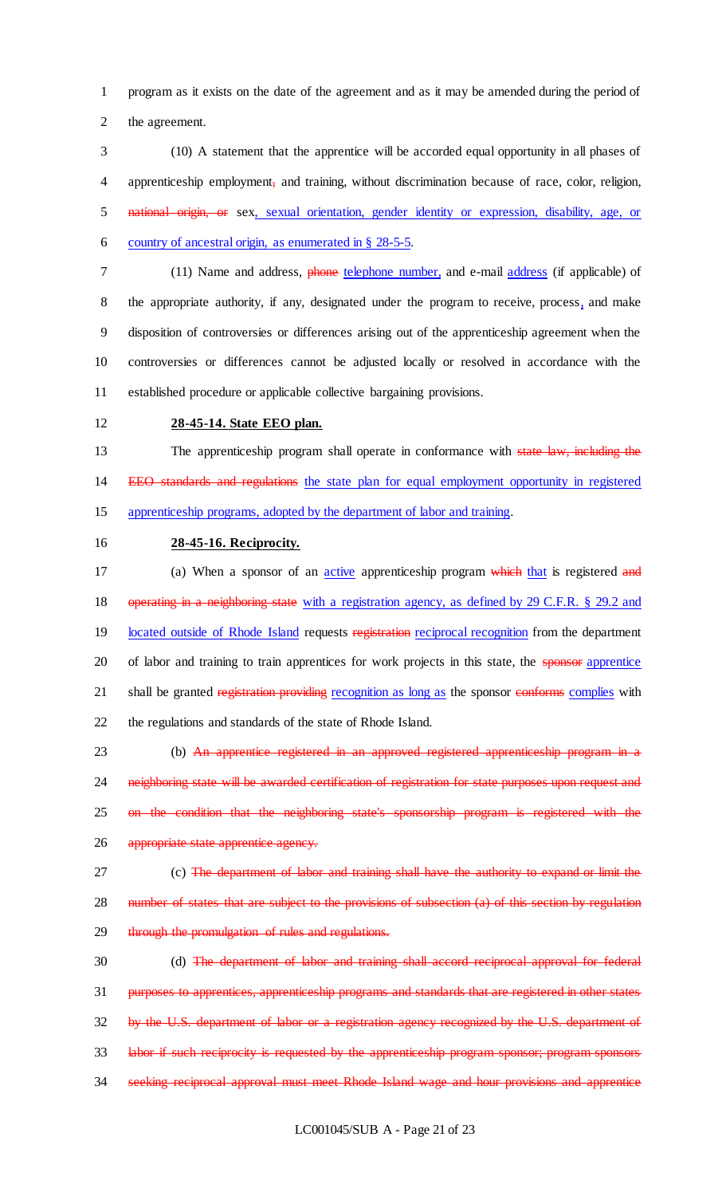program as it exists on the date of the agreement and as it may be amended during the period of the agreement.

(10) A statement that the apprentice will be accorded equal opportunity in all phases of apprenticeship employment~~,~~ and training, without discrimination because of race, color, religion, ~~national origin, or~~ sex, sexual orientation, gender identity or expression, disability, age, or country of ancestral origin, as enumerated in § 28-5-5.

(11) Name and address, ~~phone~~ telephone number, and e-mail address (if applicable) of the appropriate authority, if any, designated under the program to receive, process, and make disposition of controversies or differences arising out of the apprenticeship agreement when the controversies or differences cannot be adjusted locally or resolved in accordance with the established procedure or applicable collective bargaining provisions.

**28-45-14. State EEO plan.**

The apprenticeship program shall operate in conformance with ~~state law, including the EEO standards and regulations~~ the state plan for equal employment opportunity in registered apprenticeship programs, adopted by the department of labor and training.

**28-45-16. Reciprocity.**

(a) When a sponsor of an active apprenticeship program ~~which~~ that is registered ~~and operating in a neighboring state~~ with a registration agency, as defined by 29 C.F.R. § 29.2 and located outside of Rhode Island requests ~~registration~~ reciprocal recognition from the department of labor and training to train apprentices for work projects in this state, the ~~sponsor~~ apprentice shall be granted ~~registration providing~~ recognition as long as the sponsor ~~conforms~~ complies with the regulations and standards of the state of Rhode Island.

(b) ~~An apprentice registered in an approved registered apprenticeship program in a neighboring state will be awarded certification of registration for state purposes upon request and on the condition that the neighboring state's sponsorship program is registered with the appropriate state apprentice agency.~~

(c) ~~The department of labor and training shall have the authority to expand or limit the number of states that are subject to the provisions of subsection (a) of this section by regulation through the promulgation of rules and regulations.~~

(d) ~~The department of labor and training shall accord reciprocal approval for federal purposes to apprentices, apprenticeship programs and standards that are registered in other states by the U.S. department of labor or a registration agency recognized by the U.S. department of labor if such reciprocity is requested by the apprenticeship program sponsor; program sponsors seeking reciprocal approval must meet Rhode Island wage and hour provisions and apprentice~~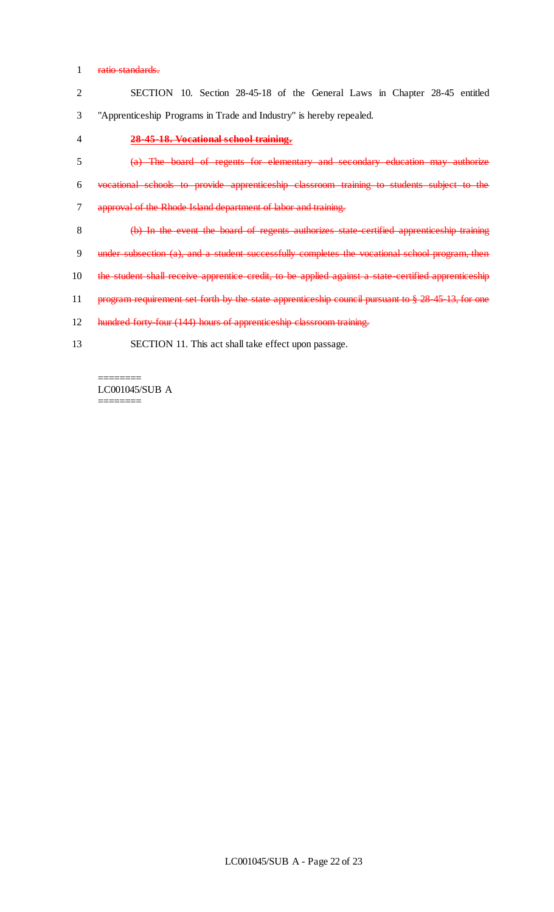~~ratio standards.~~

SECTION 10. Section 28-45-18 of the General Laws in Chapter 28-45 entitled "Apprenticeship Programs in Trade and Industry" is hereby repealed.

~~**28-45-18. Vocational school training.**~~

~~(a) The board of regents for elementary and secondary education may authorize vocational schools to provide apprenticeship classroom training to students subject to the approval of the Rhode Island department of labor and training.~~

~~(b) In the event the board of regents authorizes state-certified apprenticeship training under subsection (a), and a student successfully completes the vocational school program, then the student shall receive apprentice credit, to be applied against a state-certified apprenticeship program requirement set forth by the state apprenticeship council pursuant to § 28-45-13, for one hundred forty-four (144) hours of apprenticeship classroom training.~~

SECTION 11. This act shall take effect upon passage.

========
LC001045/SUB A
========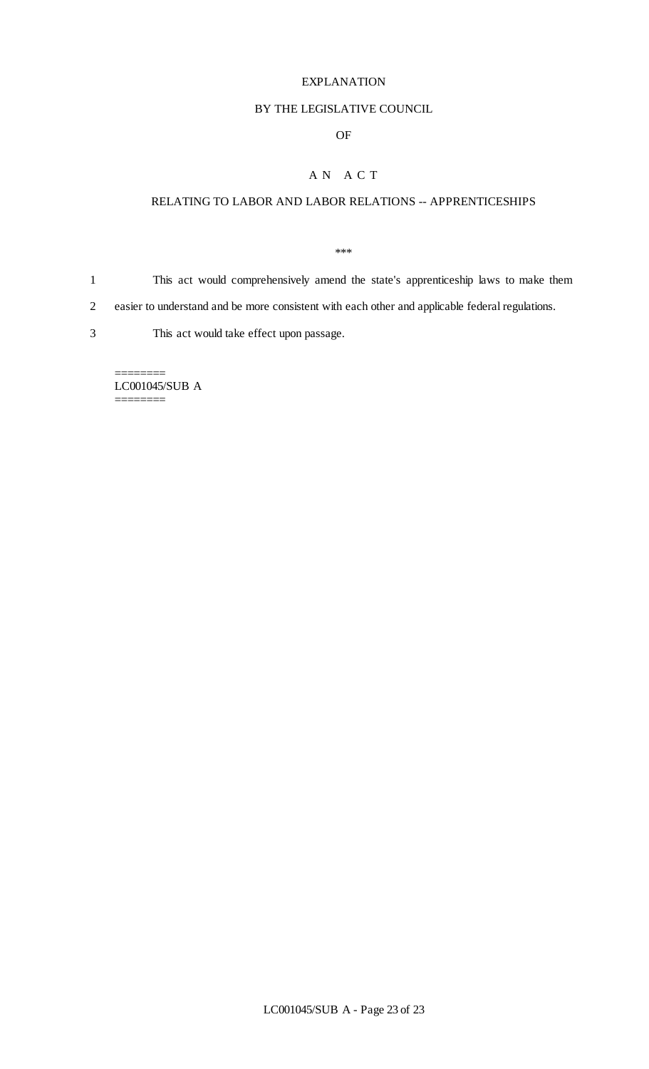EXPLANATION

BY THE LEGISLATIVE COUNCIL

OF

A N A C T

RELATING TO LABOR AND LABOR RELATIONS -- APPRENTICESHIPS

***

1 This act would comprehensively amend the state's apprenticeship laws to make them
2 easier to understand and be more consistent with each other and applicable federal regulations.
3 This act would take effect upon passage.

========
LC001045/SUB A
========